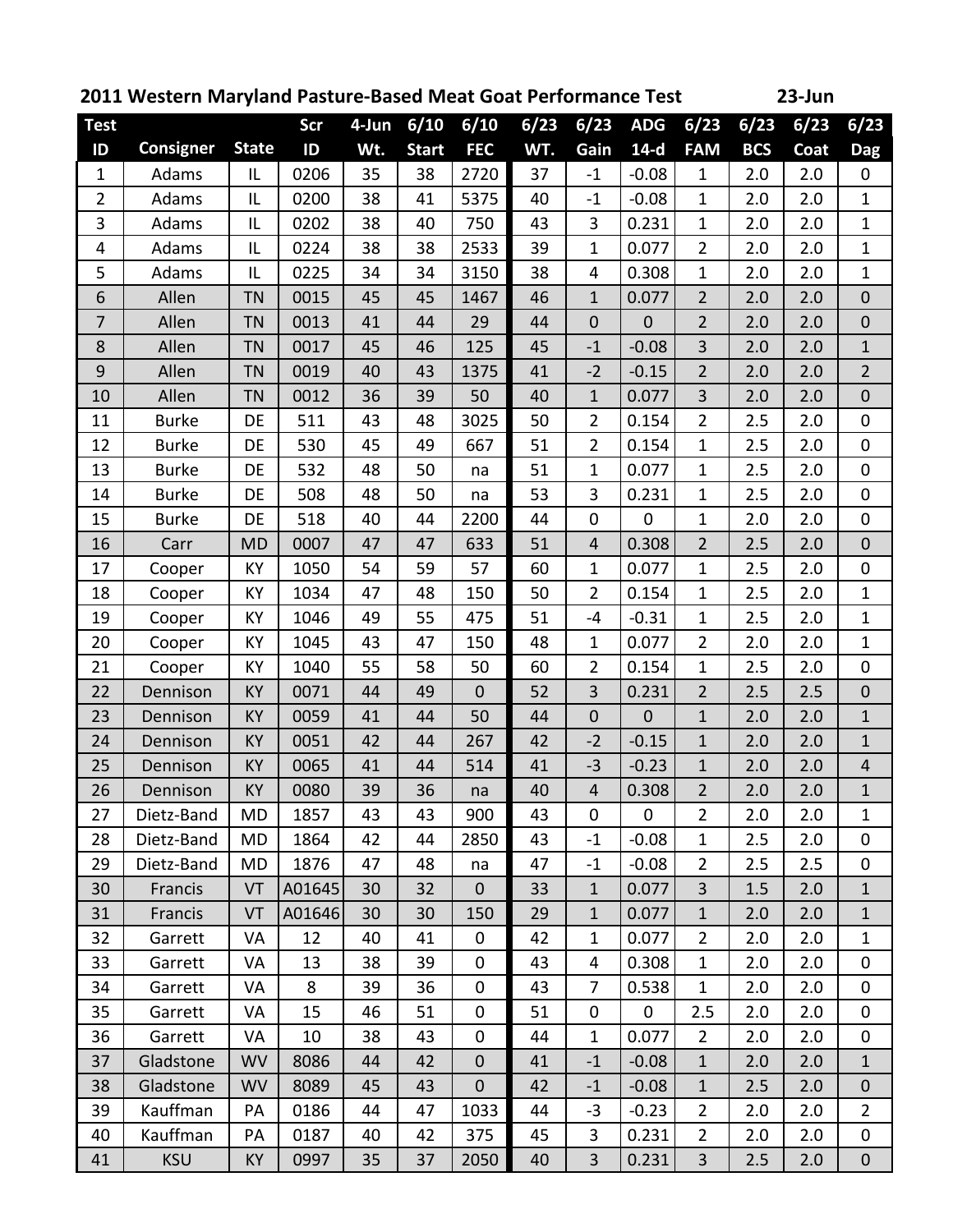**2011 Western Maryland Pasture-Based Meat Goat Performance Test** **23-Jun**

| Test ID | Consigner | State | Scr ID | 4-Jun Wt. | 6/10 Start | 6/10 FEC | 6/23 WT. | 6/23 Gain | ADG 14-d | 6/23 FAM | 6/23 BCS | 6/23 Coat | 6/23 Dag |
|---|---|---|---|---|---|---|---|---|---|---|---|---|---|
| 1 | Adams | IL | 0206 | 35 | 38 | 2720 | 37 | -1 | -0.08 | 1 | 2.0 | 2.0 | 0 |
| 2 | Adams | IL | 0200 | 38 | 41 | 5375 | 40 | -1 | -0.08 | 1 | 2.0 | 2.0 | 1 |
| 3 | Adams | IL | 0202 | 38 | 40 | 750 | 43 | 3 | 0.231 | 1 | 2.0 | 2.0 | 1 |
| 4 | Adams | IL | 0224 | 38 | 38 | 2533 | 39 | 1 | 0.077 | 2 | 2.0 | 2.0 | 1 |
| 5 | Adams | IL | 0225 | 34 | 34 | 3150 | 38 | 4 | 0.308 | 1 | 2.0 | 2.0 | 1 |
| 6 | Allen | TN | 0015 | 45 | 45 | 1467 | 46 | 1 | 0.077 | 2 | 2.0 | 2.0 | 0 |
| 7 | Allen | TN | 0013 | 41 | 44 | 29 | 44 | 0 | 0 | 2 | 2.0 | 2.0 | 0 |
| 8 | Allen | TN | 0017 | 45 | 46 | 125 | 45 | -1 | -0.08 | 3 | 2.0 | 2.0 | 1 |
| 9 | Allen | TN | 0019 | 40 | 43 | 1375 | 41 | -2 | -0.15 | 2 | 2.0 | 2.0 | 2 |
| 10 | Allen | TN | 0012 | 36 | 39 | 50 | 40 | 1 | 0.077 | 3 | 2.0 | 2.0 | 0 |
| 11 | Burke | DE | 511 | 43 | 48 | 3025 | 50 | 2 | 0.154 | 2 | 2.5 | 2.0 | 0 |
| 12 | Burke | DE | 530 | 45 | 49 | 667 | 51 | 2 | 0.154 | 1 | 2.5 | 2.0 | 0 |
| 13 | Burke | DE | 532 | 48 | 50 | na | 51 | 1 | 0.077 | 1 | 2.5 | 2.0 | 0 |
| 14 | Burke | DE | 508 | 48 | 50 | na | 53 | 3 | 0.231 | 1 | 2.5 | 2.0 | 0 |
| 15 | Burke | DE | 518 | 40 | 44 | 2200 | 44 | 0 | 0 | 1 | 2.0 | 2.0 | 0 |
| 16 | Carr | MD | 0007 | 47 | 47 | 633 | 51 | 4 | 0.308 | 2 | 2.5 | 2.0 | 0 |
| 17 | Cooper | KY | 1050 | 54 | 59 | 57 | 60 | 1 | 0.077 | 1 | 2.5 | 2.0 | 0 |
| 18 | Cooper | KY | 1034 | 47 | 48 | 150 | 50 | 2 | 0.154 | 1 | 2.5 | 2.0 | 1 |
| 19 | Cooper | KY | 1046 | 49 | 55 | 475 | 51 | -4 | -0.31 | 1 | 2.5 | 2.0 | 1 |
| 20 | Cooper | KY | 1045 | 43 | 47 | 150 | 48 | 1 | 0.077 | 2 | 2.0 | 2.0 | 1 |
| 21 | Cooper | KY | 1040 | 55 | 58 | 50 | 60 | 2 | 0.154 | 1 | 2.5 | 2.0 | 0 |
| 22 | Dennison | KY | 0071 | 44 | 49 | 0 | 52 | 3 | 0.231 | 2 | 2.5 | 2.5 | 0 |
| 23 | Dennison | KY | 0059 | 41 | 44 | 50 | 44 | 0 | 0 | 1 | 2.0 | 2.0 | 1 |
| 24 | Dennison | KY | 0051 | 42 | 44 | 267 | 42 | -2 | -0.15 | 1 | 2.0 | 2.0 | 1 |
| 25 | Dennison | KY | 0065 | 41 | 44 | 514 | 41 | -3 | -0.23 | 1 | 2.0 | 2.0 | 4 |
| 26 | Dennison | KY | 0080 | 39 | 36 | na | 40 | 4 | 0.308 | 2 | 2.0 | 2.0 | 1 |
| 27 | Dietz-Band | MD | 1857 | 43 | 43 | 900 | 43 | 0 | 0 | 2 | 2.0 | 2.0 | 1 |
| 28 | Dietz-Band | MD | 1864 | 42 | 44 | 2850 | 43 | -1 | -0.08 | 1 | 2.5 | 2.0 | 0 |
| 29 | Dietz-Band | MD | 1876 | 47 | 48 | na | 47 | -1 | -0.08 | 2 | 2.5 | 2.5 | 0 |
| 30 | Francis | VT | A01645 | 30 | 32 | 0 | 33 | 1 | 0.077 | 3 | 1.5 | 2.0 | 1 |
| 31 | Francis | VT | A01646 | 30 | 30 | 150 | 29 | 1 | 0.077 | 1 | 2.0 | 2.0 | 1 |
| 32 | Garrett | VA | 12 | 40 | 41 | 0 | 42 | 1 | 0.077 | 2 | 2.0 | 2.0 | 1 |
| 33 | Garrett | VA | 13 | 38 | 39 | 0 | 43 | 4 | 0.308 | 1 | 2.0 | 2.0 | 0 |
| 34 | Garrett | VA | 8 | 39 | 36 | 0 | 43 | 7 | 0.538 | 1 | 2.0 | 2.0 | 0 |
| 35 | Garrett | VA | 15 | 46 | 51 | 0 | 51 | 0 | 0 | 2.5 | 2.0 | 2.0 | 0 |
| 36 | Garrett | VA | 10 | 38 | 43 | 0 | 44 | 1 | 0.077 | 2 | 2.0 | 2.0 | 0 |
| 37 | Gladstone | WV | 8086 | 44 | 42 | 0 | 41 | -1 | -0.08 | 1 | 2.0 | 2.0 | 1 |
| 38 | Gladstone | WV | 8089 | 45 | 43 | 0 | 42 | -1 | -0.08 | 1 | 2.5 | 2.0 | 0 |
| 39 | Kauffman | PA | 0186 | 44 | 47 | 1033 | 44 | -3 | -0.23 | 2 | 2.0 | 2.0 | 2 |
| 40 | Kauffman | PA | 0187 | 40 | 42 | 375 | 45 | 3 | 0.231 | 2 | 2.0 | 2.0 | 0 |
| 41 | KSU | KY | 0997 | 35 | 37 | 2050 | 40 | 3 | 0.231 | 3 | 2.5 | 2.0 | 0 |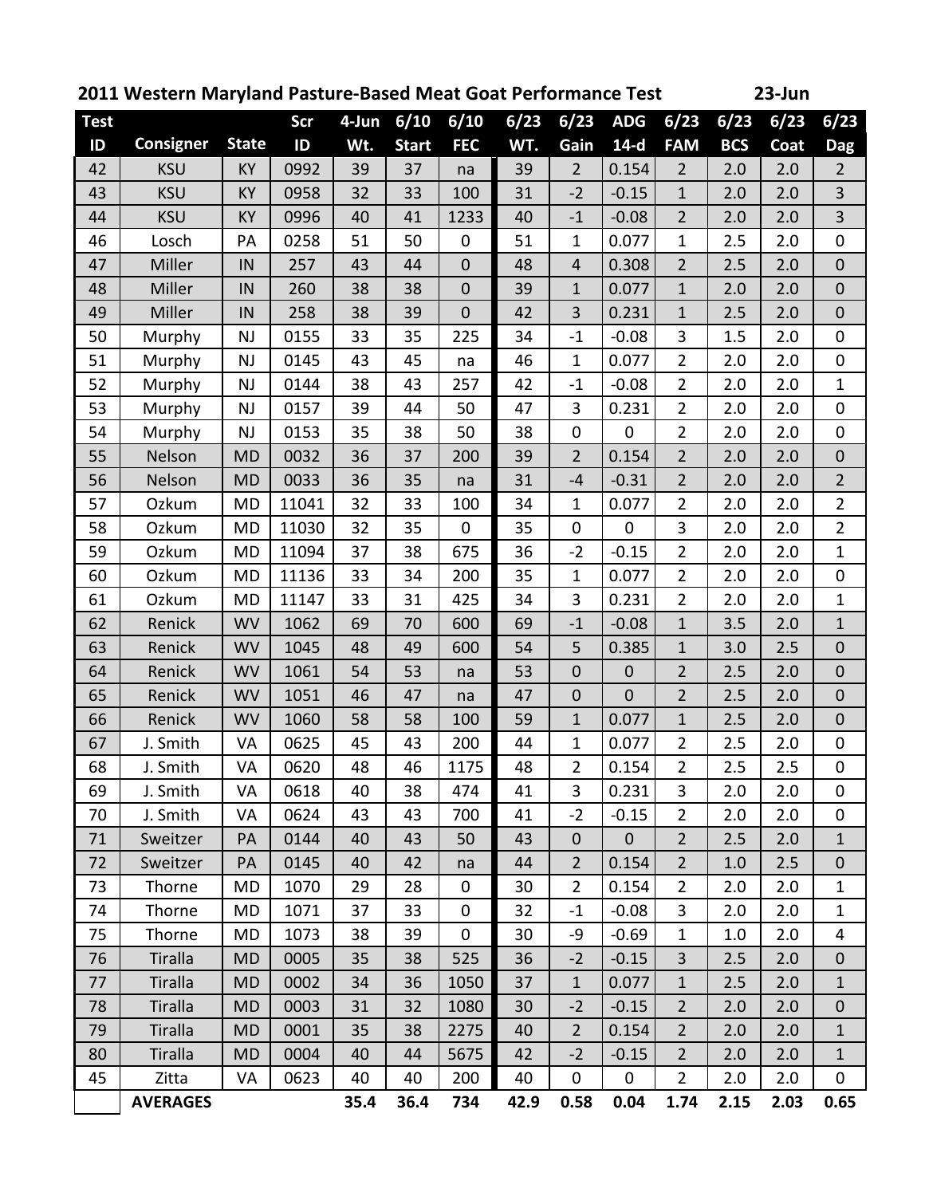**2011 Western Maryland Pasture-Based Meat Goat Performance Test** **23-Jun**

| Test ID | Consigner | State | Scr ID | 4-Jun Wt. | 6/10 Start | 6/10 FEC | 6/23 WT. | 6/23 Gain | ADG 14-d | 6/23 FAM | 6/23 BCS | 6/23 Coat | 6/23 Dag |
|---|---|---|---|---|---|---|---|---|---|---|---|---|---|
| 42 | KSU | KY | 0992 | 39 | 37 | na | 39 | 2 | 0.154 | 2 | 2.0 | 2.0 | 2 |
| 43 | KSU | KY | 0958 | 32 | 33 | 100 | 31 | -2 | -0.15 | 1 | 2.0 | 2.0 | 3 |
| 44 | KSU | KY | 0996 | 40 | 41 | 1233 | 40 | -1 | -0.08 | 2 | 2.0 | 2.0 | 3 |
| 46 | Losch | PA | 0258 | 51 | 50 | 0 | 51 | 1 | 0.077 | 1 | 2.5 | 2.0 | 0 |
| 47 | Miller | IN | 257 | 43 | 44 | 0 | 48 | 4 | 0.308 | 2 | 2.5 | 2.0 | 0 |
| 48 | Miller | IN | 260 | 38 | 38 | 0 | 39 | 1 | 0.077 | 1 | 2.0 | 2.0 | 0 |
| 49 | Miller | IN | 258 | 38 | 39 | 0 | 42 | 3 | 0.231 | 1 | 2.5 | 2.0 | 0 |
| 50 | Murphy | NJ | 0155 | 33 | 35 | 225 | 34 | -1 | -0.08 | 3 | 1.5 | 2.0 | 0 |
| 51 | Murphy | NJ | 0145 | 43 | 45 | na | 46 | 1 | 0.077 | 2 | 2.0 | 2.0 | 0 |
| 52 | Murphy | NJ | 0144 | 38 | 43 | 257 | 42 | -1 | -0.08 | 2 | 2.0 | 2.0 | 1 |
| 53 | Murphy | NJ | 0157 | 39 | 44 | 50 | 47 | 3 | 0.231 | 2 | 2.0 | 2.0 | 0 |
| 54 | Murphy | NJ | 0153 | 35 | 38 | 50 | 38 | 0 | 0 | 2 | 2.0 | 2.0 | 0 |
| 55 | Nelson | MD | 0032 | 36 | 37 | 200 | 39 | 2 | 0.154 | 2 | 2.0 | 2.0 | 0 |
| 56 | Nelson | MD | 0033 | 36 | 35 | na | 31 | -4 | -0.31 | 2 | 2.0 | 2.0 | 2 |
| 57 | Ozkum | MD | 11041 | 32 | 33 | 100 | 34 | 1 | 0.077 | 2 | 2.0 | 2.0 | 2 |
| 58 | Ozkum | MD | 11030 | 32 | 35 | 0 | 35 | 0 | 0 | 3 | 2.0 | 2.0 | 2 |
| 59 | Ozkum | MD | 11094 | 37 | 38 | 675 | 36 | -2 | -0.15 | 2 | 2.0 | 2.0 | 1 |
| 60 | Ozkum | MD | 11136 | 33 | 34 | 200 | 35 | 1 | 0.077 | 2 | 2.0 | 2.0 | 0 |
| 61 | Ozkum | MD | 11147 | 33 | 31 | 425 | 34 | 3 | 0.231 | 2 | 2.0 | 2.0 | 1 |
| 62 | Renick | WV | 1062 | 69 | 70 | 600 | 69 | -1 | -0.08 | 1 | 3.5 | 2.0 | 1 |
| 63 | Renick | WV | 1045 | 48 | 49 | 600 | 54 | 5 | 0.385 | 1 | 3.0 | 2.5 | 0 |
| 64 | Renick | WV | 1061 | 54 | 53 | na | 53 | 0 | 0 | 2 | 2.5 | 2.0 | 0 |
| 65 | Renick | WV | 1051 | 46 | 47 | na | 47 | 0 | 0 | 2 | 2.5 | 2.0 | 0 |
| 66 | Renick | WV | 1060 | 58 | 58 | 100 | 59 | 1 | 0.077 | 1 | 2.5 | 2.0 | 0 |
| 67 | J. Smith | VA | 0625 | 45 | 43 | 200 | 44 | 1 | 0.077 | 2 | 2.5 | 2.0 | 0 |
| 68 | J. Smith | VA | 0620 | 48 | 46 | 1175 | 48 | 2 | 0.154 | 2 | 2.5 | 2.5 | 0 |
| 69 | J. Smith | VA | 0618 | 40 | 38 | 474 | 41 | 3 | 0.231 | 3 | 2.0 | 2.0 | 0 |
| 70 | J. Smith | VA | 0624 | 43 | 43 | 700 | 41 | -2 | -0.15 | 2 | 2.0 | 2.0 | 0 |
| 71 | Sweitzer | PA | 0144 | 40 | 43 | 50 | 43 | 0 | 0 | 2 | 2.5 | 2.0 | 1 |
| 72 | Sweitzer | PA | 0145 | 40 | 42 | na | 44 | 2 | 0.154 | 2 | 1.0 | 2.5 | 0 |
| 73 | Thorne | MD | 1070 | 29 | 28 | 0 | 30 | 2 | 0.154 | 2 | 2.0 | 2.0 | 1 |
| 74 | Thorne | MD | 1071 | 37 | 33 | 0 | 32 | -1 | -0.08 | 3 | 2.0 | 2.0 | 1 |
| 75 | Thorne | MD | 1073 | 38 | 39 | 0 | 30 | -9 | -0.69 | 1 | 1.0 | 2.0 | 4 |
| 76 | Tiralla | MD | 0005 | 35 | 38 | 525 | 36 | -2 | -0.15 | 3 | 2.5 | 2.0 | 0 |
| 77 | Tiralla | MD | 0002 | 34 | 36 | 1050 | 37 | 1 | 0.077 | 1 | 2.5 | 2.0 | 1 |
| 78 | Tiralla | MD | 0003 | 31 | 32 | 1080 | 30 | -2 | -0.15 | 2 | 2.0 | 2.0 | 0 |
| 79 | Tiralla | MD | 0001 | 35 | 38 | 2275 | 40 | 2 | 0.154 | 2 | 2.0 | 2.0 | 1 |
| 80 | Tiralla | MD | 0004 | 40 | 44 | 5675 | 42 | -2 | -0.15 | 2 | 2.0 | 2.0 | 1 |
| 45 | Zitta | VA | 0623 | 40 | 40 | 200 | 40 | 0 | 0 | 2 | 2.0 | 2.0 | 0 |
| | **AVERAGES** | | | **35.4** | **36.4** | **734** | **42.9** | **0.58** | **0.04** | **1.74** | **2.15** | **2.03** | **0.65** |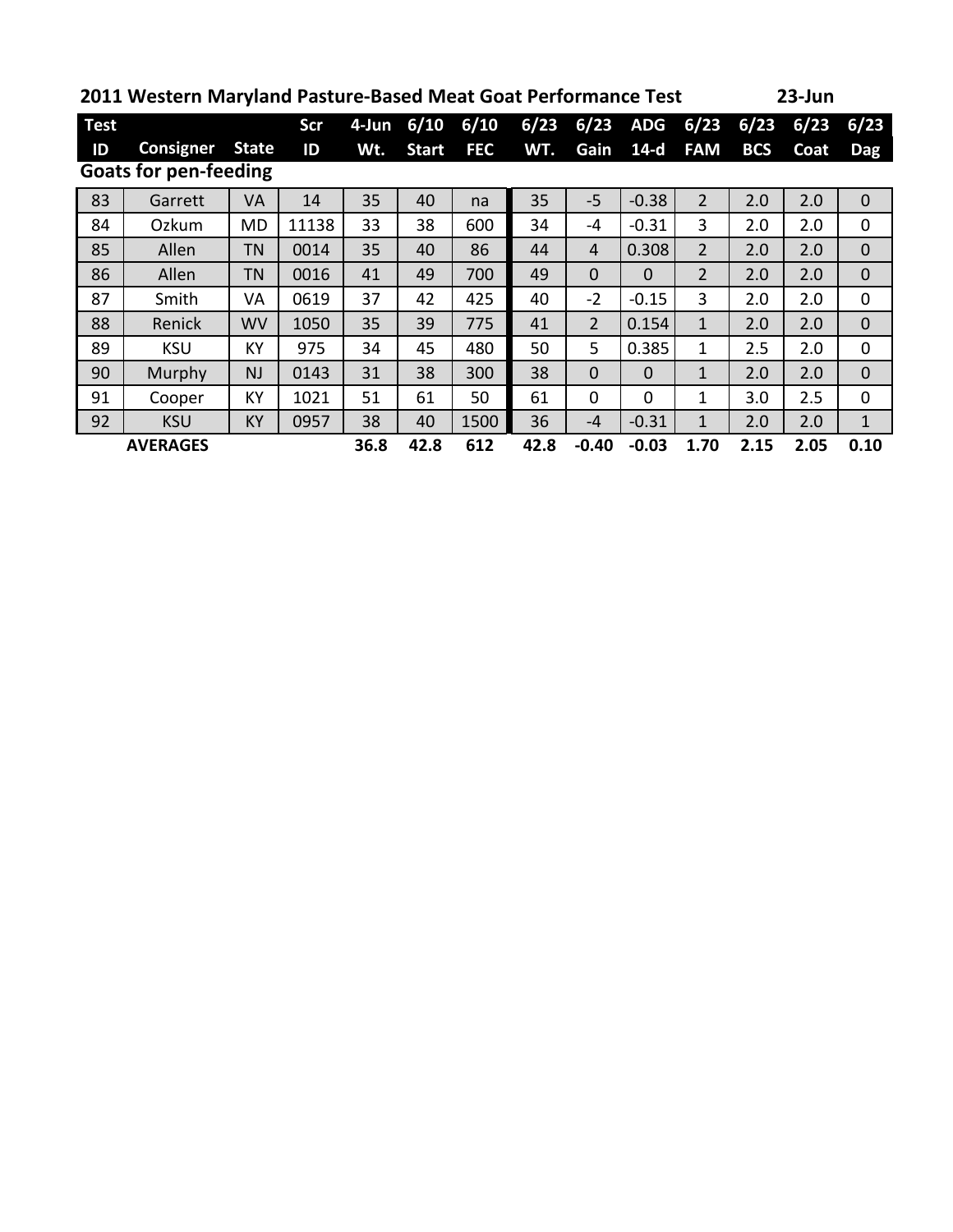## 2011 Western Maryland Pasture-Based Meat Goat Performance Test 23-Jun

| Test ID | Consigner | State | Scr ID | 4-Jun Wt. | 6/10 Start | 6/10 FEC | 6/23 WT. | 6/23 Gain | ADG 14-d | 6/23 FAM | 6/23 BCS | 6/23 Coat | 6/23 Dag |
|---|---|---|---|---|---|---|---|---|---|---|---|---|---|
| **Goats for pen-feeding** | | | | | | | | | | | | | |
| 83 | Garrett | VA | 14 | 35 | 40 | na | 35 | -5 | -0.38 | 2 | 2.0 | 2.0 | 0 |
| 84 | Ozkum | MD | 11138 | 33 | 38 | 600 | 34 | -4 | -0.31 | 3 | 2.0 | 2.0 | 0 |
| 85 | Allen | TN | 0014 | 35 | 40 | 86 | 44 | 4 | 0.308 | 2 | 2.0 | 2.0 | 0 |
| 86 | Allen | TN | 0016 | 41 | 49 | 700 | 49 | 0 | 0 | 2 | 2.0 | 2.0 | 0 |
| 87 | Smith | VA | 0619 | 37 | 42 | 425 | 40 | -2 | -0.15 | 3 | 2.0 | 2.0 | 0 |
| 88 | Renick | WV | 1050 | 35 | 39 | 775 | 41 | 2 | 0.154 | 1 | 2.0 | 2.0 | 0 |
| 89 | KSU | KY | 975 | 34 | 45 | 480 | 50 | 5 | 0.385 | 1 | 2.5 | 2.0 | 0 |
| 90 | Murphy | NJ | 0143 | 31 | 38 | 300 | 38 | 0 | 0 | 1 | 2.0 | 2.0 | 0 |
| 91 | Cooper | KY | 1021 | 51 | 61 | 50 | 61 | 0 | 0 | 1 | 3.0 | 2.5 | 0 |
| 92 | KSU | KY | 0957 | 38 | 40 | 1500 | 36 | -4 | -0.31 | 1 | 2.0 | 2.0 | 1 |
| | **AVERAGES** | | | **36.8** | **42.8** | **612** | **42.8** | **-0.40** | **-0.03** | **1.70** | **2.15** | **2.05** | **0.10** |